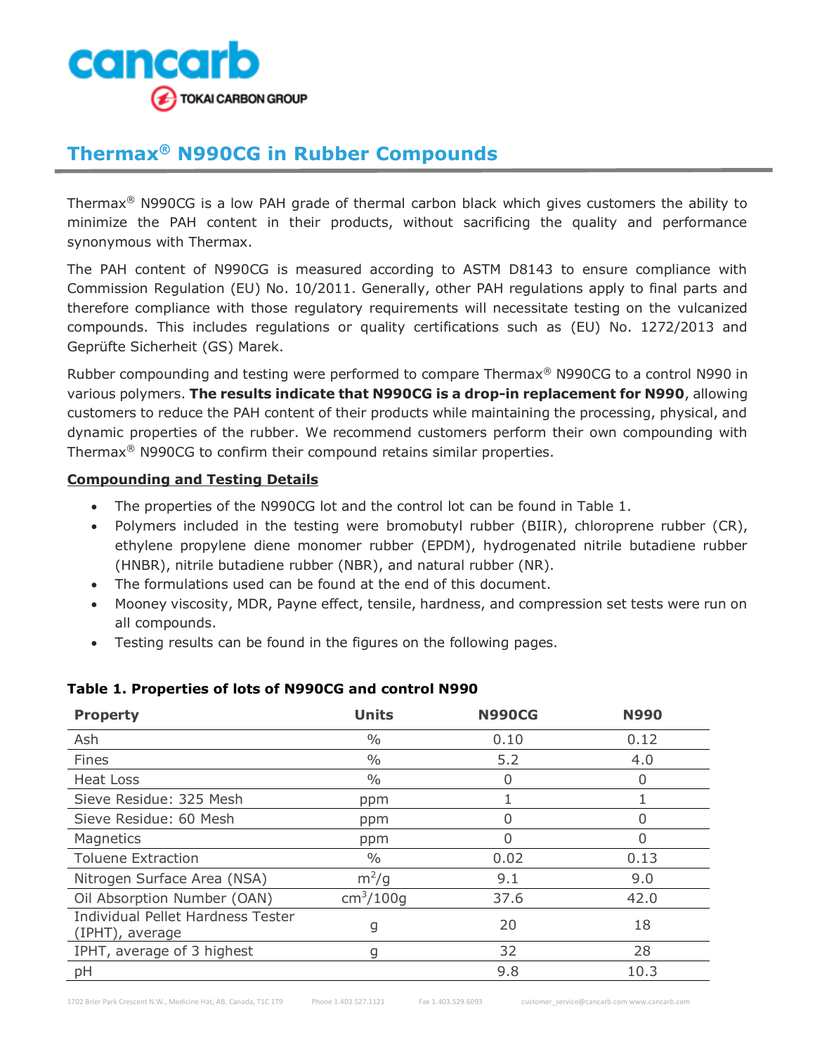# Thermax® N990CG in Rubber Compounds

Thermax® N990CG is a low PAH grade of thermal carbon black which gives customers the ability to minimize the PAH content in their products, without sacrificing the quality and performance synonymous with Thermax.

The PAH content of N990CG is measured according to ASTM D8143 to ensure compliance with Commission Regulation (EU) No. 10/2011. Generally, other PAH regulations apply to final parts and therefore compliance with those regulatory requirements will necessitate testing on the vulcanized compounds. This includes regulations or quality certifications such as (EU) No. 1272/2013 and Geprüfte Sicherheit (GS) Marek.

Rubber compounding and testing were performed to compare Thermax® N990CG to a control N990 in various polymers. **The results indicate that N990CG is a drop-in replacement for N990**, allowing customers to reduce the PAH content of their products while maintaining the processing, physical, and dynamic properties of the rubber. We recommend customers perform their own compounding with Thermax® N990CG to confirm their compound retains similar properties.

## Compounding and Testing Details

- The properties of the N990CG lot and the control lot can be found in Table 1.
- Polymers included in the testing were bromobutyl rubber (BIIR), chloroprene rubber (CR), ethylene propylene diene monomer rubber (EPDM), hydrogenated nitrile butadiene rubber (HNBR), nitrile butadiene rubber (NBR), and natural rubber (NR).
- The formulations used can be found at the end of this document.
- Mooney viscosity, MDR, Payne effect, tensile, hardness, and compression set tests were run on all compounds.
- Testing results can be found in the figures on the following pages.

**Table 1. Properties of lots of N990CG and control N990**

| Property | Units | N990CG | N990 |
|---|---|---|---|
| Ash | % | 0.10 | 0.12 |
| Fines | % | 5.2 | 4.0 |
| Heat Loss | % | 0 | 0 |
| Sieve Residue: 325 Mesh | ppm | 1 | 1 |
| Sieve Residue: 60 Mesh | ppm | 0 | 0 |
| Magnetics | ppm | 0 | 0 |
| Toluene Extraction | % | 0.02 | 0.13 |
| Nitrogen Surface Area (NSA) | $m^2/g$ | 9.1 | 9.0 |
| Oil Absorption Number (OAN) | $cm^3/100g$ | 37.6 | 42.0 |
| Individual Pellet Hardness Tester (IPHT), average | g | 20 | 18 |
| IPHT, average of 3 highest | g | 32 | 28 |
| pH | | 9.8 | 10.3 |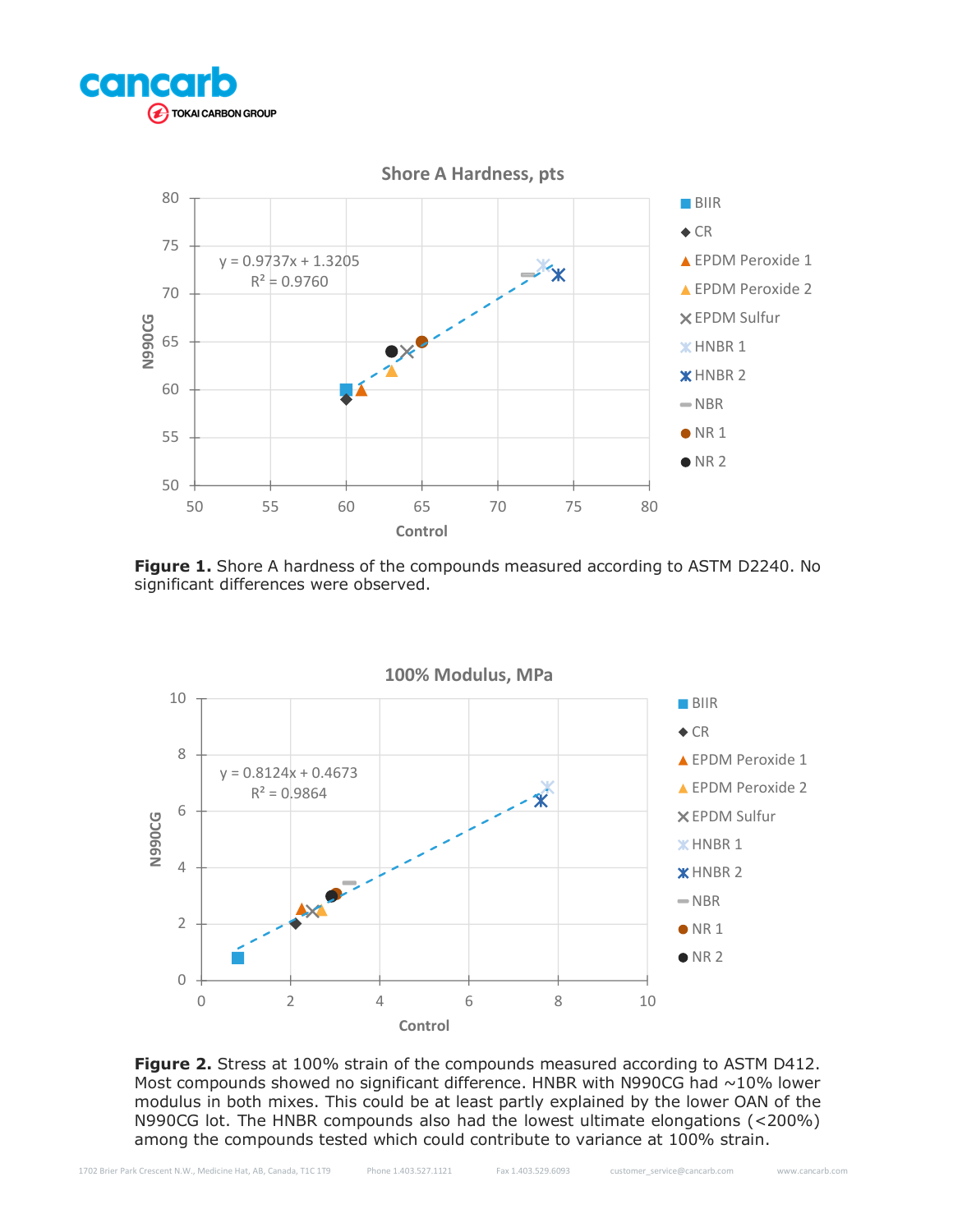**Figure 1.** Shore A hardness of the compounds measured according to ASTM D2240. No significant differences were observed.

**Figure 2.** Stress at 100% strain of the compounds measured according to ASTM D412. Most compounds showed no significant difference. HNBR with N990CG had ~10% lower modulus in both mixes. This could be at least partly explained by the lower OAN of the N990CG lot. The HNBR compounds also had the lowest ultimate elongations (<200%) among the compounds tested which could contribute to variance at 100% strain.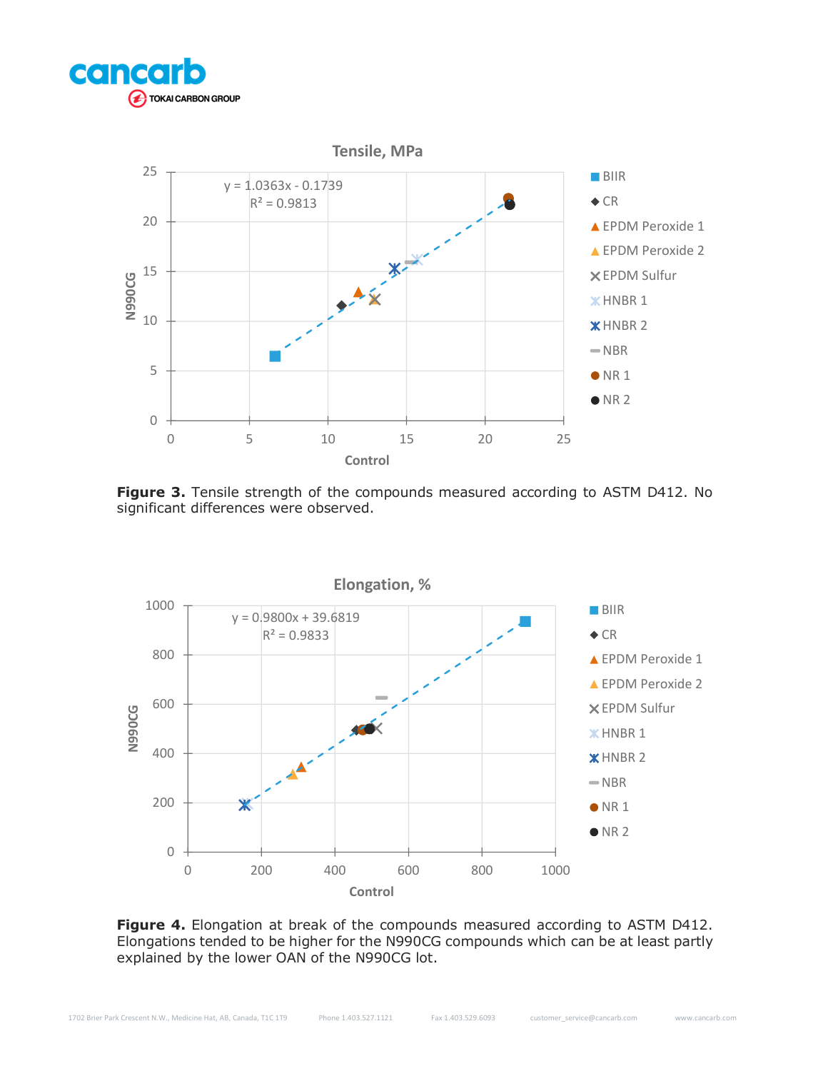Figure 3. Tensile strength of the compounds measured according to ASTM D412. No significant differences were observed.

**Figure 4.** Elongation at break of the compounds measured according to ASTM D412. Elongations tended to be higher for the N990CG compounds which can be at least partly explained by the lower OAN of the N990CG lot.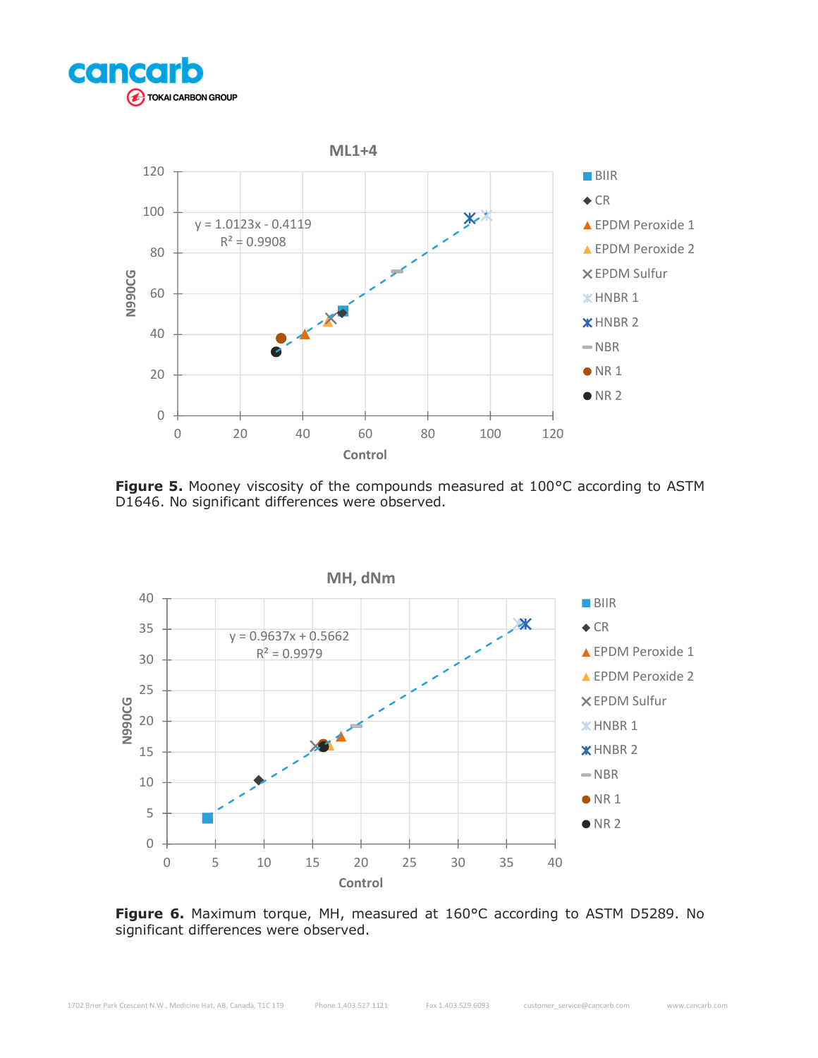**Figure 5.** Mooney viscosity of the compounds measured at 100°C according to ASTM D1646. No significant differences were observed.

**Figure 6.** Maximum torque, MH, measured at 160°C according to ASTM D5289. No significant differences were observed.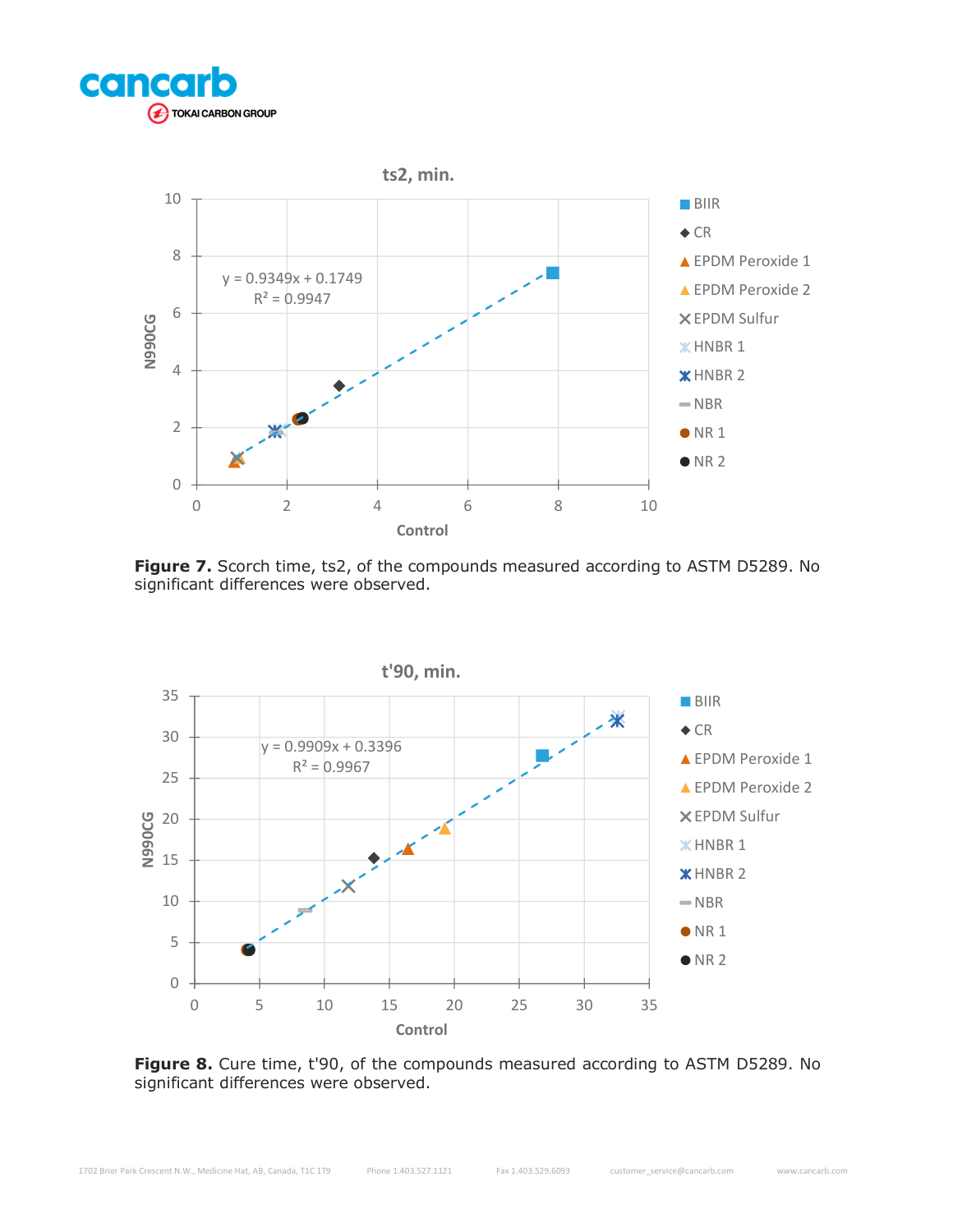**Figure 7.** Scorch time, ts2, of the compounds measured according to ASTM D5289. No significant differences were observed.

**Figure 8.** Cure time, t'90, of the compounds measured according to ASTM D5289. No significant differences were observed.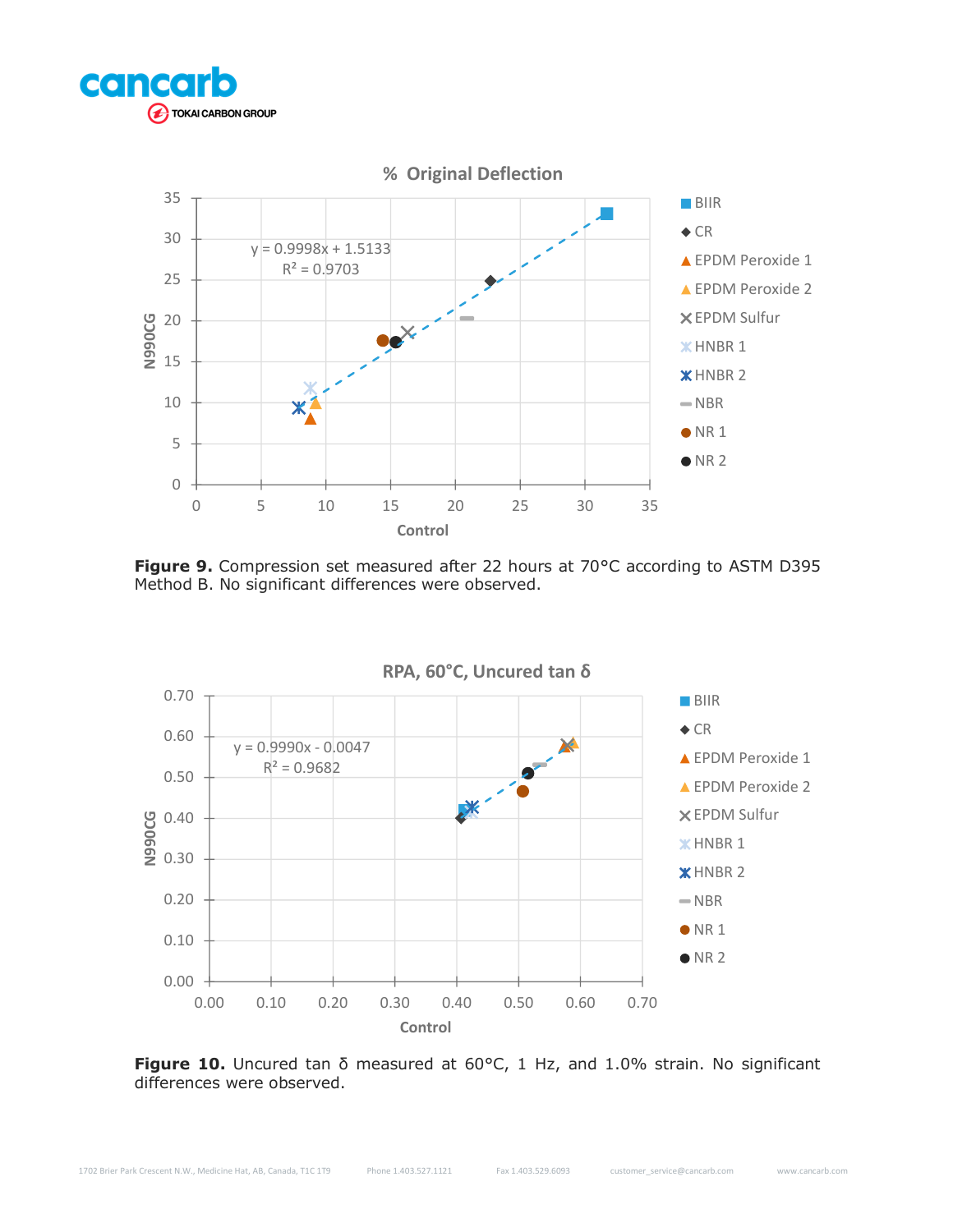**Figure 9.** Compression set measured after 22 hours at 70°C according to ASTM D395 Method B. No significant differences were observed.

**Figure 10.** Uncured tan δ measured at 60°C, 1 Hz, and 1.0% strain. No significant differences were observed.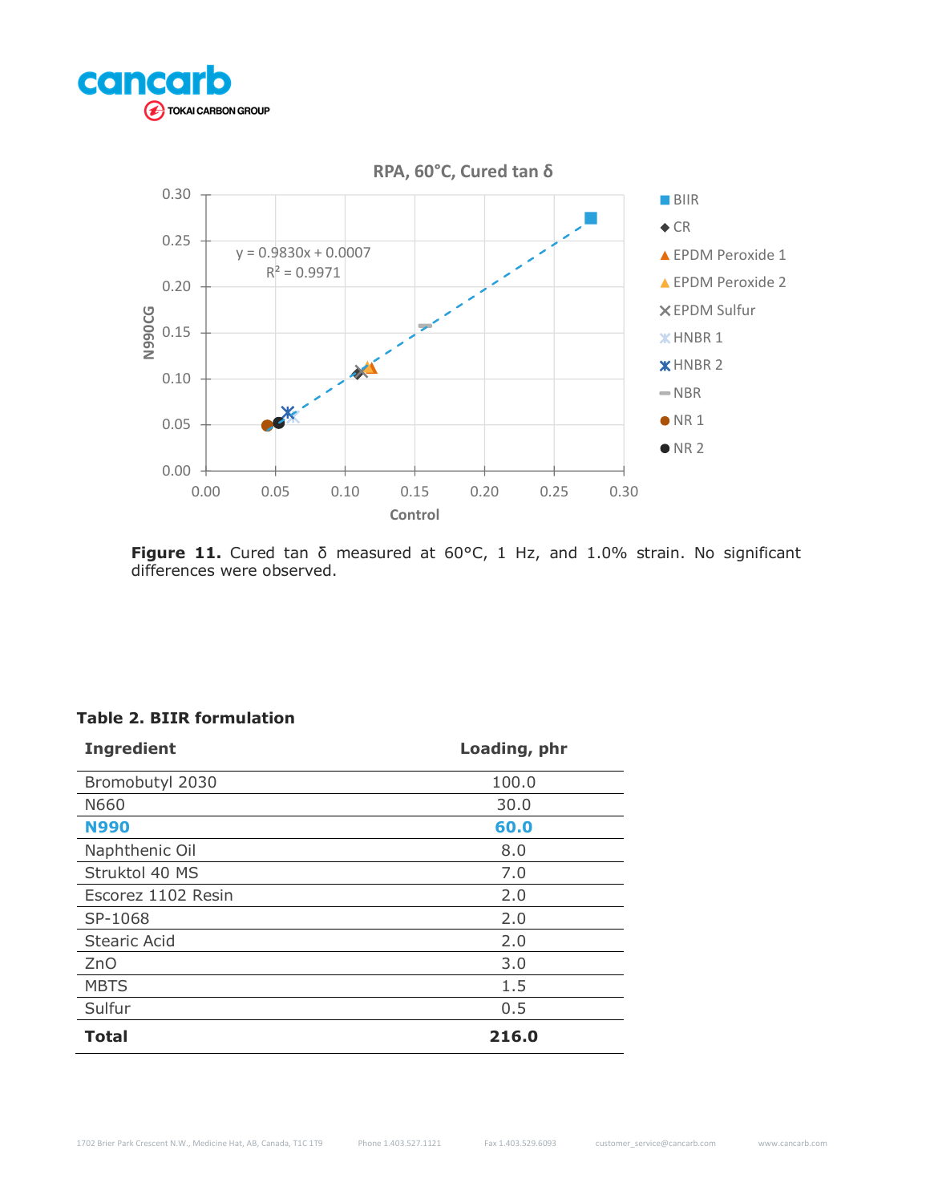**Figure 11.** Cured tan δ measured at 60°C, 1 Hz, and 1.0% strain. No significant differences were observed.

**Table 2. BIIR formulation**

| Ingredient | Loading, phr |
|---|---|
| Bromobutyl 2030 | 100.0 |
| N660 | 30.0 |
| **N990** | **60.0** |
| Naphthenic Oil | 8.0 |
| Struktol 40 MS | 7.0 |
| Escorez 1102 Resin | 2.0 |
| SP-1068 | 2.0 |
| Stearic Acid | 2.0 |
| ZnO | 3.0 |
| MBTS | 1.5 |
| Sulfur | 0.5 |
| **Total** | **216.0** |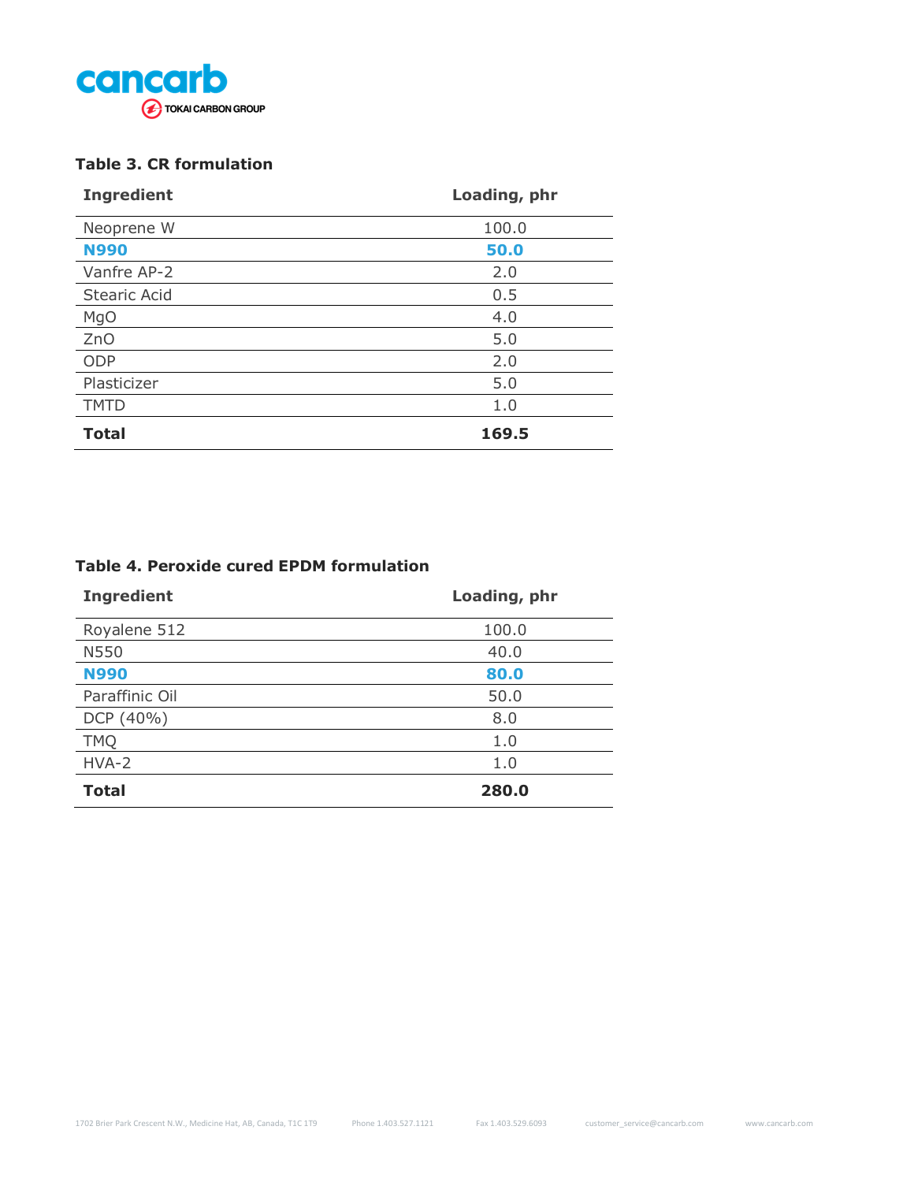**Table 3. CR formulation**

| Ingredient | Loading, phr |
|---|---|
| Neoprene W | 100.0 |
| **N990** | **50.0** |
| Vanfre AP-2 | 2.0 |
| Stearic Acid | 0.5 |
| MgO | 4.0 |
| ZnO | 5.0 |
| ODP | 2.0 |
| Plasticizer | 5.0 |
| TMTD | 1.0 |
| **Total** | **169.5** |

**Table 4. Peroxide cured EPDM formulation**

| Ingredient | Loading, phr |
|---|---|
| Royalene 512 | 100.0 |
| N550 | 40.0 |
| **N990** | **80.0** |
| Paraffinic Oil | 50.0 |
| DCP (40%) | 8.0 |
| TMQ | 1.0 |
| HVA-2 | 1.0 |
| **Total** | **280.0** |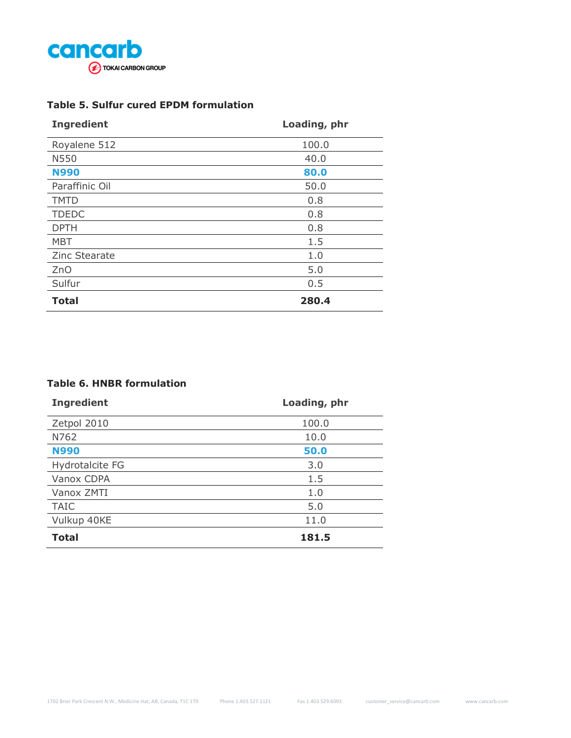### Table 5. Sulfur cured EPDM formulation

| Ingredient | Loading, phr |
|---|---|
| Royalene 512 | 100.0 |
| N550 | 40.0 |
| **N990** | **80.0** |
| Paraffinic Oil | 50.0 |
| TMTD | 0.8 |
| TDEDC | 0.8 |
| DPTH | 0.8 |
| MBT | 1.5 |
| Zinc Stearate | 1.0 |
| ZnO | 5.0 |
| Sulfur | 0.5 |
| **Total** | **280.4** |

### Table 6. HNBR formulation

| Ingredient | Loading, phr |
|---|---|
| Zetpol 2010 | 100.0 |
| N762 | 10.0 |
| **N990** | **50.0** |
| Hydrotalcite FG | 3.0 |
| Vanox CDPA | 1.5 |
| Vanox ZMTI | 1.0 |
| TAIC | 5.0 |
| Vulkup 40KE | 11.0 |
| **Total** | **181.5** |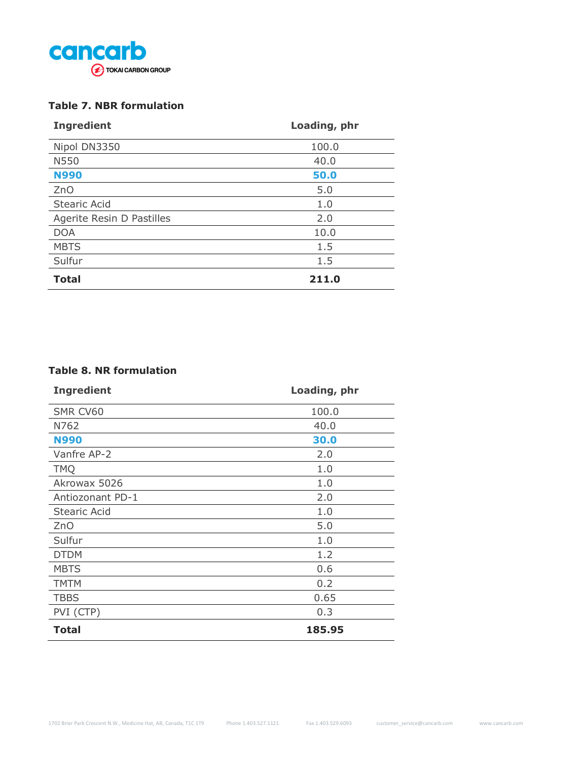**Table 7. NBR formulation**

| Ingredient | Loading, phr |
|---|---|
| Nipol DN3350 | 100.0 |
| N550 | 40.0 |
| **N990** | **50.0** |
| ZnO | 5.0 |
| Stearic Acid | 1.0 |
| Agerite Resin D Pastilles | 2.0 |
| DOA | 10.0 |
| MBTS | 1.5 |
| Sulfur | 1.5 |
| **Total** | **211.0** |

**Table 8. NR formulation**

| Ingredient | Loading, phr |
|---|---|
| SMR CV60 | 100.0 |
| N762 | 40.0 |
| **N990** | **30.0** |
| Vanfre AP-2 | 2.0 |
| TMQ | 1.0 |
| Akrowax 5026 | 1.0 |
| Antiozonant PD-1 | 2.0 |
| Stearic Acid | 1.0 |
| ZnO | 5.0 |
| Sulfur | 1.0 |
| DTDM | 1.2 |
| MBTS | 0.6 |
| TMTM | 0.2 |
| TBBS | 0.65 |
| PVI (CTP) | 0.3 |
| **Total** | **185.95** |